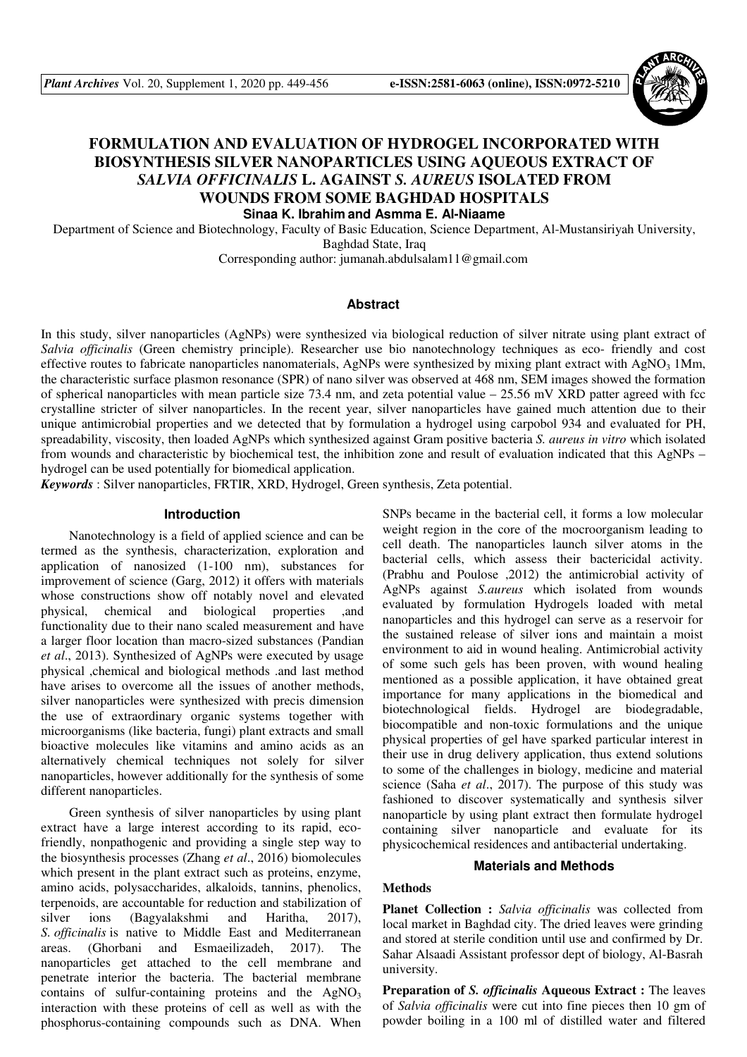# FORMULATION AND EVALUATION OF HYDROGEL INCORPORATED WITH BIOSYNTHESIS SILVER NANOPARTICLES USING AQUEOUS EXTRACT OF *SALVIA OFFICINALIS* L. AGAINST *S. AUREUS* ISOLATED FROM WOUNDS FROM SOME BAGHDAD HOSPITALS

**Sinaa K. Ibrahim and Asmma E. Al-Niaame**

Department of Science and Biotechnology, Faculty of Basic Education, Science Department, Al-Mustansiriyah University, Baghdad State, Iraq

Corresponding author: jumanah.abdulsalam11@gmail.com

## Abstract

In this study, silver nanoparticles (AgNPs) were synthesized via biological reduction of silver nitrate using plant extract of *Salvia officinalis* (Green chemistry principle). Researcher use bio nanotechnology techniques as eco- friendly and cost effective routes to fabricate nanoparticles nanomaterials, AgNPs were synthesized by mixing plant extract with $AgNO_3$ 1Mm, the characteristic surface plasmon resonance (SPR) of nano silver was observed at 468 nm, SEM images showed the formation of spherical nanoparticles with mean particle size 73.4 nm, and zeta potential value – 25.56 mV XRD patter agreed with fcc crystalline stricter of silver nanoparticles. In the recent year, silver nanoparticles have gained much attention due to their unique antimicrobial properties and we detected that by formulation a hydrogel using carpobol 934 and evaluated for PH, spreadability, viscosity, then loaded AgNPs which synthesized against Gram positive bacteria *S. aureus in vitro* which isolated from wounds and characteristic by biochemical test, the inhibition zone and result of evaluation indicated that this AgNPs – hydrogel can be used potentially for biomedical application.

***Keywords*** : Silver nanoparticles, FRTIR, XRD, Hydrogel, Green synthesis, Zeta potential.

## Introduction

Nanotechnology is a field of applied science and can be termed as the synthesis, characterization, exploration and application of nanosized (1-100 nm), substances for improvement of science (Garg, 2012) it offers with materials whose constructions show off notably novel and elevated physical, chemical and biological properties ,and functionality due to their nano scaled measurement and have a larger floor location than macro-sized substances (Pandian *et al*., 2013). Synthesized of AgNPs were executed by usage physical ,chemical and biological methods .and last method have arises to overcome all the issues of another methods, silver nanoparticles were synthesized with precis dimension the use of extraordinary organic systems together with microorganisms (like bacteria, fungi) plant extracts and small bioactive molecules like vitamins and amino acids as an alternatively chemical techniques not solely for silver nanoparticles, however additionally for the synthesis of some different nanoparticles.

Green synthesis of silver nanoparticles by using plant extract have a large interest according to its rapid, eco-friendly, nonpathogenic and providing a single step way to the biosynthesis processes (Zhang *et al*., 2016) biomolecules which present in the plant extract such as proteins, enzyme, amino acids, polysaccharides, alkaloids, tannins, phenolics, terpenoids, are accountable for reduction and stabilization of silver ions (Bagyalakshmi and Haritha, 2017), *S. officinalis* is native to Middle East and Mediterranean areas. (Ghorbani and Esmaeilizadeh, 2017). The nanoparticles get attached to the cell membrane and penetrate interior the bacteria. The bacterial membrane contains of sulfur-containing proteins and the $AgNO_3$ interaction with these proteins of cell as well as with the phosphorus-containing compounds such as DNA. When SNPs became in the bacterial cell, it forms a low molecular weight region in the core of the mocroorganism leading to cell death. The nanoparticles launch silver atoms in the bacterial cells, which assess their bactericidal activity. (Prabhu and Poulose ,2012) the antimicrobial activity of AgNPs against *S.aureus* which isolated from wounds evaluated by formulation Hydrogels loaded with metal nanoparticles and this hydrogel can serve as a reservoir for the sustained release of silver ions and maintain a moist environment to aid in wound healing. Antimicrobial activity of some such gels has been proven, with wound healing mentioned as a possible application, it have obtained great importance for many applications in the biomedical and biotechnological fields. Hydrogel are biodegradable, biocompatible and non-toxic formulations and the unique physical properties of gel have sparked particular interest in their use in drug delivery application, thus extend solutions to some of the challenges in biology, medicine and material science (Saha *et al*., 2017). The purpose of this study was fashioned to discover systematically and synthesis silver nanoparticle by using plant extract then formulate hydrogel containing silver nanoparticle and evaluate for its physicochemical residences and antibacterial undertaking.

## Materials and Methods

### Methods

**Planet Collection :** *Salvia officinalis* was collected from local market in Baghdad city. The dried leaves were grinding and stored at sterile condition until use and confirmed by Dr. Sahar Alsaadi Assistant professor dept of biology, Al-Basrah university.

**Preparation of *S. officinalis* Aqueous Extract :** The leaves of *Salvia officinalis* were cut into fine pieces then 10 gm of powder boiling in a 100 ml of distilled water and filtered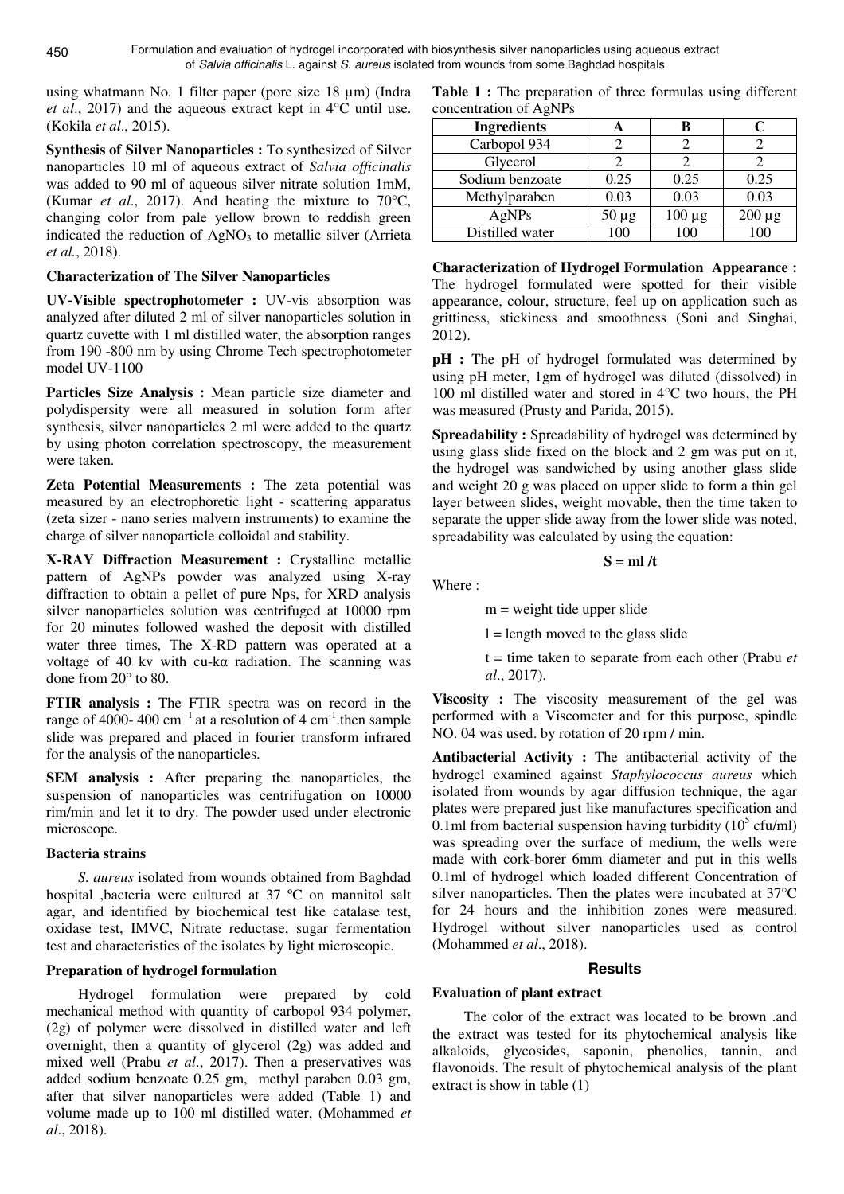using whatmann No. 1 filter paper (pore size 18 µm) (Indra *et al*., 2017) and the aqueous extract kept in 4°C until use. (Kokila *et al*., 2015).

**Synthesis of Silver Nanoparticles :** To synthesized of Silver nanoparticles 10 ml of aqueous extract of *Salvia officinalis* was added to 90 ml of aqueous silver nitrate solution 1mM, (Kumar *et al*., 2017). And heating the mixture to 70°C, changing color from pale yellow brown to reddish green indicated the reduction of $AgNO_3$ to metallic silver (Arrieta *et al.*, 2018).

**Characterization of The Silver Nanoparticles**

**UV-Visible spectrophotometer :** UV-vis absorption was analyzed after diluted 2 ml of silver nanoparticles solution in quartz cuvette with 1 ml distilled water, the absorption ranges from 190 -800 nm by using Chrome Tech spectrophotometer model UV-1100

**Particles Size Analysis :** Mean particle size diameter and polydispersity were all measured in solution form after synthesis, silver nanoparticles 2 ml were added to the quartz by using photon correlation spectroscopy, the measurement were taken.

**Zeta Potential Measurements :** The zeta potential was measured by an electrophoretic light - scattering apparatus (zeta sizer - nano series malvern instruments) to examine the charge of silver nanoparticle colloidal and stability.

**X-RAY Diffraction Measurement :** Crystalline metallic pattern of AgNPs powder was analyzed using X-ray diffraction to obtain a pellet of pure Nps, for XRD analysis silver nanoparticles solution was centrifuged at 10000 rpm for 20 minutes followed washed the deposit with distilled water three times, The X-RD pattern was operated at a voltage of 40 kv with cu-kα radiation. The scanning was done from 20° to 80.

**FTIR analysis :** The FTIR spectra was on record in the range of 4000- 400 $cm^{-1}$ at a resolution of 4 $cm^{-1}$.then sample slide was prepared and placed in fourier transform infrared for the analysis of the nanoparticles.

**SEM analysis :** After preparing the nanoparticles, the suspension of nanoparticles was centrifugation on 10000 rim/min and let it to dry. The powder used under electronic microscope.

**Bacteria strains**

*S. aureus* isolated from wounds obtained from Baghdad hospital ,bacteria were cultured at 37 ºC on mannitol salt agar, and identified by biochemical test like catalase test, oxidase test, IMVC, Nitrate reductase, sugar fermentation test and characteristics of the isolates by light microscopic.

**Preparation of hydrogel formulation**

Hydrogel formulation were prepared by cold mechanical method with quantity of carbopol 934 polymer, (2g) of polymer were dissolved in distilled water and left overnight, then a quantity of glycerol (2g) was added and mixed well (Prabu *et al*., 2017). Then a preservatives was added sodium benzoate 0.25 gm, methyl paraben 0.03 gm, after that silver nanoparticles were added (Table 1) and volume made up to 100 ml distilled water, (Mohammed *et al*., 2018).

**Table 1 :** The preparation of three formulas using different concentration of AgNPs

| Ingredients | A | B | C |
| --- | --- | --- | --- |
| Carbopol 934 | 2 | 2 | 2 |
| Glycerol | 2 | 2 | 2 |
| Sodium benzoate | 0.25 | 0.25 | 0.25 |
| Methylparaben | 0.03 | 0.03 | 0.03 |
| AgNPs | 50 µg | 100 µg | 200 µg |
| Distilled water | 100 | 100 | 100 |

**Characterization of Hydrogel Formulation Appearance :** The hydrogel formulated were spotted for their visible appearance, colour, structure, feel up on application such as grittiness, stickiness and smoothness (Soni and Singhai, 2012).

**pH :** The pH of hydrogel formulated was determined by using pH meter, 1gm of hydrogel was diluted (dissolved) in 100 ml distilled water and stored in 4°C two hours, the PH was measured (Prusty and Parida, 2015).

**Spreadability :** Spreadability of hydrogel was determined by using glass slide fixed on the block and 2 gm was put on it, the hydrogel was sandwiched by using another glass slide and weight 20 g was placed on upper slide to form a thin gel layer between slides, weight movable, then the time taken to separate the upper slide away from the lower slide was noted, spreadability was calculated by using the equation:

$$S = ml / t$$

Where :

m = weight tide upper slide

l = length moved to the glass slide

t = time taken to separate from each other (Prabu *et al*., 2017).

**Viscosity :** The viscosity measurement of the gel was performed with a Viscometer and for this purpose, spindle NO. 04 was used. by rotation of 20 rpm / min.

**Antibacterial Activity :** The antibacterial activity of the hydrogel examined against *Staphylococcus aureus* which isolated from wounds by agar diffusion technique, the agar plates were prepared just like manufactures specification and 0.1ml from bacterial suspension having turbidity ($10^5$ cfu/ml) was spreading over the surface of medium, the wells were made with cork-borer 6mm diameter and put in this wells 0.1ml of hydrogel which loaded different Concentration of silver nanoparticles. Then the plates were incubated at 37°C for 24 hours and the inhibition zones were measured. Hydrogel without silver nanoparticles used as control (Mohammed *et al*., 2018).

## Results

**Evaluation of plant extract**

The color of the extract was located to be brown .and the extract was tested for its phytochemical analysis like alkaloids, glycosides, saponin, phenolics, tannin, and flavonoids. The result of phytochemical analysis of the plant extract is show in table (1)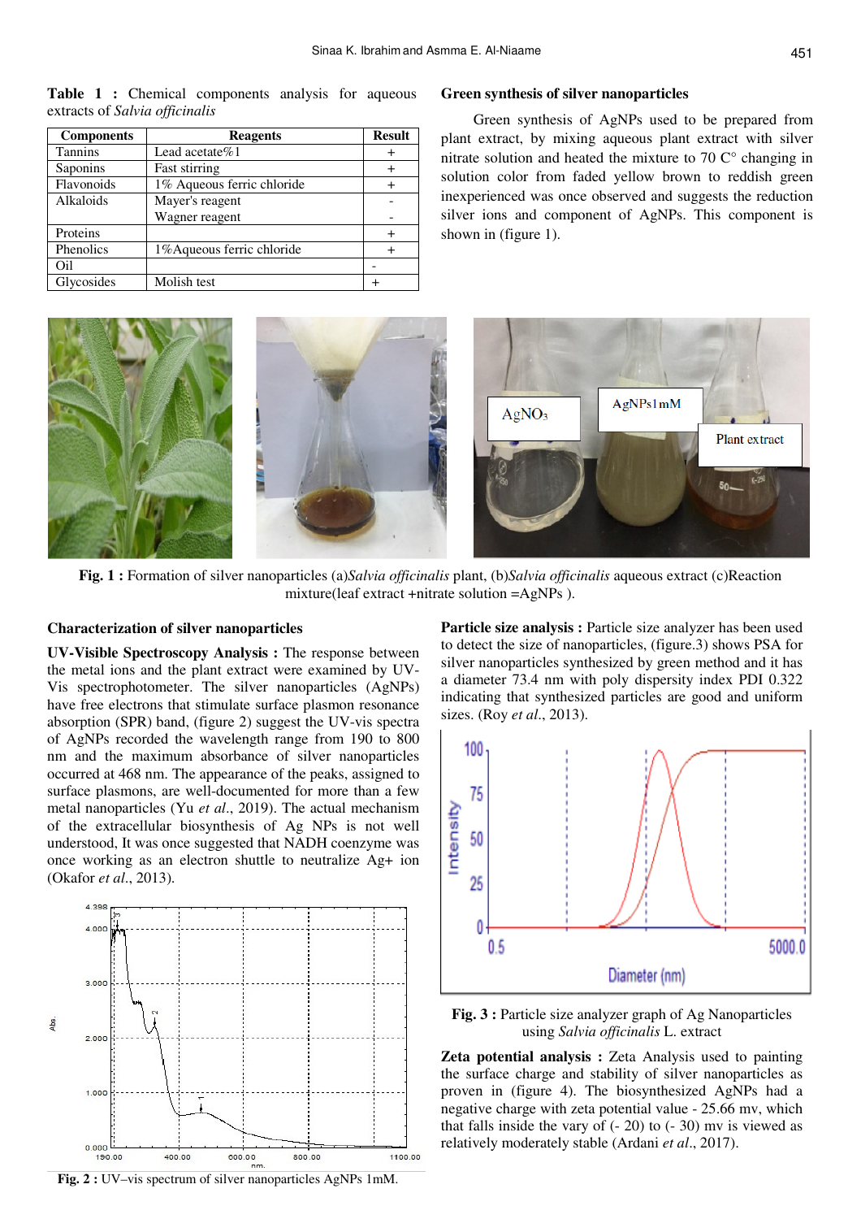**Table 1 :** Chemical components analysis for aqueous extracts of *Salvia officinalis*

| Components | Reagents | Result |
|---|---|---|
| Tannins | Lead acetate%1 | + |
| Saponins | Fast stirring | + |
| Flavonoids | 1% Aqueous ferric chloride | + |
| Alkaloids | Mayer's reagent<br>Wagner reagent | -<br>- |
| Proteins | | + |
| Phenolics | 1%Aqueous ferric chloride | + |
| Oil | | - |
| Glycosides | Molish test | + |

## Green synthesis of silver nanoparticles

Green synthesis of AgNPs used to be prepared from plant extract, by mixing aqueous plant extract with silver nitrate solution and heated the mixture to 70 C° changing in solution color from faded yellow brown to reddish green inexperienced was once observed and suggests the reduction silver ions and component of AgNPs. This component is shown in (figure 1).

**Fig. 1 :** Formation of silver nanoparticles (a)*Salvia officinalis* plant, (b)*Salvia officinalis* aqueous extract (c)Reaction mixture(leaf extract +nitrate solution =AgNPs ).

## Characterization of silver nanoparticles

**UV-Visible Spectroscopy Analysis :** The response between the metal ions and the plant extract were examined by UV-Vis spectrophotometer. The silver nanoparticles (AgNPs) have free electrons that stimulate surface plasmon resonance absorption (SPR) band, (figure 2) suggest the UV-vis spectra of AgNPs recorded the wavelength range from 190 to 800 nm and the maximum absorbance of silver nanoparticles occurred at 468 nm. The appearance of the peaks, assigned to surface plasmons, are well-documented for more than a few metal nanoparticles (Yu *et al*., 2019). The actual mechanism of the extracellular biosynthesis of Ag NPs is not well understood, It was once suggested that NADH coenzyme was once working as an electron shuttle to neutralize Ag+ ion (Okafor *et al*., 2013).

**Fig. 2 :** UV–vis spectrum of silver nanoparticles AgNPs 1mM.

**Particle size analysis :** Particle size analyzer has been used to detect the size of nanoparticles, (figure.3) shows PSA for silver nanoparticles synthesized by green method and it has a diameter 73.4 nm with poly dispersity index PDI 0.322 indicating that synthesized particles are good and uniform sizes. (Roy *et al*., 2013).

**Fig. 3 :** Particle size analyzer graph of Ag Nanoparticles using *Salvia officinalis* L. extract

**Zeta potential analysis :** Zeta Analysis used to painting the surface charge and stability of silver nanoparticles as proven in (figure 4). The biosynthesized AgNPs had a negative charge with zeta potential value - 25.66 mv, which that falls inside the vary of (- 20) to (- 30) mv is viewed as relatively moderately stable (Ardani *et al*., 2017).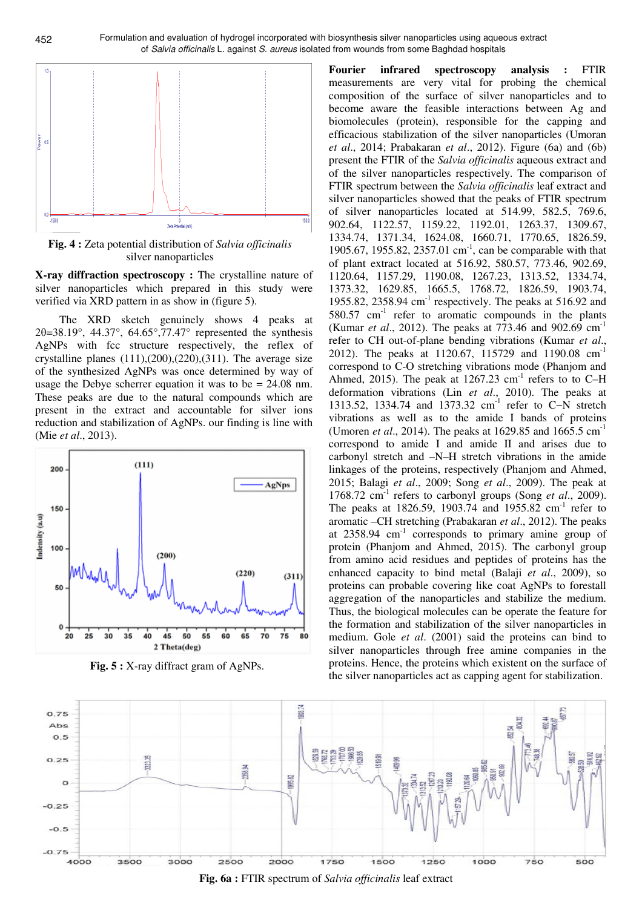Fig. 4 : Zeta potential distribution of *Salvia officinalis* silver nanoparticles

**X-ray diffraction spectroscopy :** The crystalline nature of silver nanoparticles which prepared in this study were verified via XRD pattern in as show in (figure 5).

The XRD sketch genuinely shows 4 peaks at 2θ=38.19°, 44.37°, 64.65°,77.47° represented the synthesis AgNPs with fcc structure respectively, the reflex of crystalline planes (111),(200),(220),(311). The average size of the synthesized AgNPs was once determined by way of usage the Debye scherrer equation it was to be = 24.08 nm. These peaks are due to the natural compounds which are present in the extract and accountable for silver ions reduction and stabilization of AgNPs. our finding is line with (Mie *et al*., 2013).

Fig. 5 : X-ray diffract gram of AgNPs.

**Fourier infrared spectroscopy analysis :** FTIR measurements are very vital for probing the chemical composition of the surface of silver nanoparticles and to become aware the feasible interactions between Ag and biomolecules (protein), responsible for capping and efficacious stabilization of the silver nanoparticles (Umoran *et al*., 2014; Prabakaran *et al*., 2012). Figure (6a) and (6b) present the FTIR of the *Salvia officinalis* aqueous extract and of the silver nanoparticles respectively. The comparison of FTIR spectrum between the *Salvia officinalis* leaf extract and silver nanoparticles showed that the peaks of FTIR spectrum of silver nanoparticles located at 514.99, 582.5, 769.6, 902.64, 1122.57, 1159.22, 1192.01, 1263.37, 1309.67, 1334.74, 1371.34, 1624.08, 1660.71, 1770.65, 1826.59, 1905.67, 1955.82, 2357.01 $cm^{-1}$, can be comparable with that of plant extract located at 516.92, 580.57, 773.46, 902.69, 1120.64, 1157.29, 1190.08, 1267.23, 1313.52, 1334.74, 1373.32, 1629.85, 1665.5, 1768.72, 1826.59, 1903.74, 1955.82, 2358.94 $cm^{-1}$ respectively. The peaks at 516.92 and 580.57 $cm^{-1}$ refer to aromatic compounds in the plants (Kumar *et al*., 2012). The peaks at 773.46 and 902.69 $cm^{-1}$ refer to CH out-of-plane bending vibrations (Kumar *et al*., 2012). The peaks at 1120.67, 115729 and 1190.08 $cm^{-1}$ correspond to C-O stretching vibrations mode (Phanjom and Ahmed, 2015). The peak at 1267.23 $cm^{-1}$ refers to to C–H deformation vibrations (Lin *et al*., 2010). The peaks at 1313.52, 1334.74 and 1373.32 $cm^{-1}$ refer to C–N stretch vibrations as well as to the amide I bands of proteins (Umoren *et al*., 2014). The peaks at 1629.85 and 1665.5 $cm^{-1}$ correspond to amide I and amide II and arises due to carbonyl stretch and –N–H stretch vibrations in the amide linkages of the proteins, respectively (Phanjom and Ahmed, 2015; Balagi *et al*., 2009; Song *et al*., 2009). The peak at 1768.72 $cm^{-1}$ refers to carbonyl groups (Song *et al*., 2009). The peaks at 1826.59, 1903.74 and 1955.82 $cm^{-1}$ refer to aromatic –CH stretching (Prabakaran *et al*., 2012). The peaks at 2358.94 $cm^{-1}$ corresponds to primary amine group of protein (Phanjom and Ahmed, 2015). The carbonyl group from amino acid residues and peptides of proteins has the enhanced capacity to bind metal (Balaji *et al*., 2009), so proteins can probable covering like coat AgNPs to forestall aggregation of the nanoparticles and stabilize the medium. Thus, the biological molecules can be operate the feature for the formation and stabilization of the silver nanoparticles in medium. Gole *et al*. (2001) said the proteins can bind to silver nanoparticles through free amine companies in the proteins. Hence, the proteins which existent on the surface of the silver nanoparticles act as capping agent for stabilization.

Fig. 6a : FTIR spectrum of *Salvia officinalis* leaf extract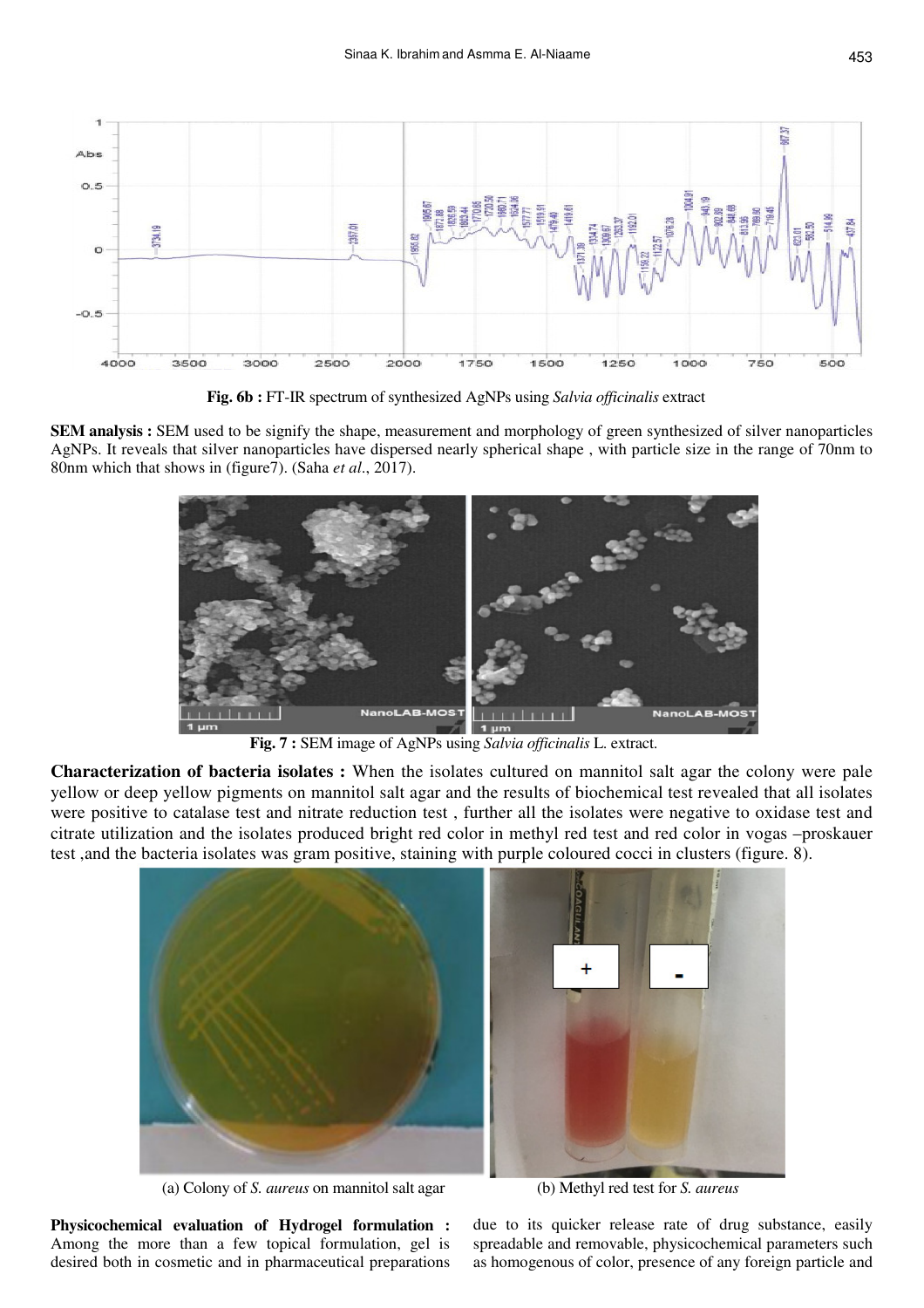**Fig. 6b :** FT-IR spectrum of synthesized AgNPs using *Salvia officinalis* extract

**SEM analysis :** SEM used to be signify the shape, measurement and morphology of green synthesized of silver nanoparticles AgNPs. It reveals that silver nanoparticles have dispersed nearly spherical shape , with particle size in the range of 70nm to 80nm which that shows in (figure7). (Saha *et al*., 2017).

**Fig. 7 :** SEM image of AgNPs using *Salvia officinalis* L. extract.

**Characterization of bacteria isolates :** When the isolates cultured on mannitol salt agar the colony were pale yellow or deep yellow pigments on mannitol salt agar and the results of biochemical test revealed that all isolates were positive to catalase test and nitrate reduction test , further all the isolates were negative to oxidase test and citrate utilization and the isolates produced bright red color in methyl red test and red color in vogas –proskauer test ,and the bacteria isolates was gram positive, staining with purple coloured cocci in clusters (figure. 8).

(a) Colony of *S. aureus* on mannitol salt agar

(b) Methyl red test for *S. aureus*

**Physicochemical evaluation of Hydrogel formulation :** Among the more than a few topical formulation, gel is desired both in cosmetic and in pharmaceutical preparations due to its quicker release rate of drug substance, easily spreadable and removable, physicochemical parameters such as homogenous of color, presence of any foreign particle and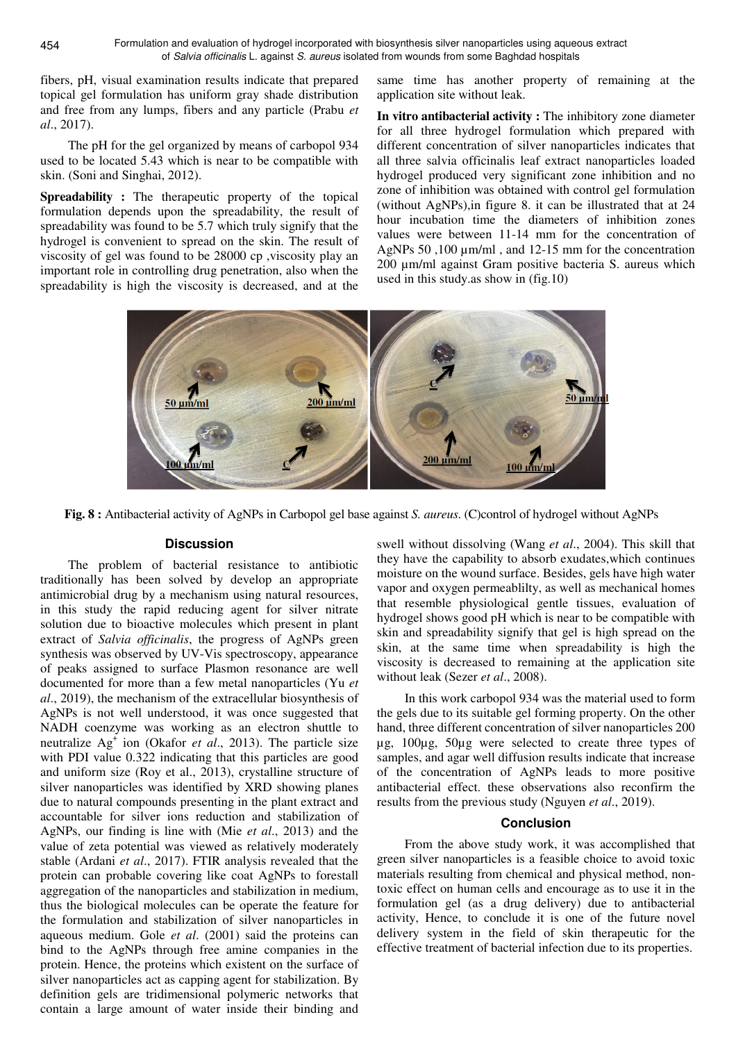fibers, pH, visual examination results indicate that prepared topical gel formulation has uniform gray shade distribution and free from any lumps, fibers and any particle (Prabu *et al*., 2017).

The pH for the gel organized by means of carbopol 934 used to be located 5.43 which is near to be compatible with skin. (Soni and Singhai, 2012).

**Spreadability :** The therapeutic property of the topical formulation depends upon the spreadability, the result of spreadability was found to be 5.7 which truly signify that the hydrogel is convenient to spread on the skin. The result of viscosity of gel was found to be 28000 cp ,viscosity play an important role in controlling drug penetration, also when the spreadability is high the viscosity is decreased, and at the same time has another property of remaining at the application site without leak.

**In vitro antibacterial activity :** The inhibitory zone diameter for all three hydrogel formulation which prepared with different concentration of silver nanoparticles indicates that all three salvia officinalis leaf extract nanoparticles loaded hydrogel produced very significant zone inhibition and no zone of inhibition was obtained with control gel formulation (without AgNPs),in figure 8. it can be illustrated that at 24 hour incubation time the diameters of inhibition zones values were between 11-14 mm for the concentration of AgNPs 50 ,100 µm/ml , and 12-15 mm for the concentration 200 µm/ml against Gram positive bacteria S. aureus which used in this study.as show in (fig.10)

**Fig. 8 :** Antibacterial activity of AgNPs in Carbopol gel base against *S. aureus*. (C)control of hydrogel without AgNPs

## Discussion

The problem of bacterial resistance to antibiotic traditionally has been solved by develop an appropriate antimicrobial drug by a mechanism using natural resources, in this study the rapid reducing agent for silver nitrate solution due to bioactive molecules which present in plant extract of *Salvia officinalis*, the progress of AgNPs green synthesis was observed by UV-Vis spectroscopy, appearance of peaks assigned to surface Plasmon resonance are well documented for more than a few metal nanoparticles (Yu *et al*., 2019), the mechanism of the extracellular biosynthesis of AgNPs is not well understood, it was once suggested that NADH coenzyme was working as an electron shuttle to neutralize $Ag^+$ ion (Okafor *et al*., 2013). The particle size with PDI value 0.322 indicating that this particles are good and uniform size (Roy et al., 2013), crystalline structure of silver nanoparticles was identified by XRD showing planes due to natural compounds presenting in the plant extract and accountable for silver ions reduction and stabilization of AgNPs, our finding is line with (Mie *et al*., 2013) and the value of zeta potential was viewed as relatively moderately stable (Ardani *et al*., 2017). FTIR analysis revealed that the protein can probable covering like coat AgNPs to forestall aggregation of the nanoparticles and stabilization in medium, thus the biological molecules can be operate the feature for the formulation and stabilization of silver nanoparticles in aqueous medium. Gole *et al*. (2001) said the proteins can bind to the AgNPs through free amine companies in the protein. Hence, the proteins which existent on the surface of silver nanoparticles act as capping agent for stabilization. By definition gels are tridimensional polymeric networks that contain a large amount of water inside their binding and swell without dissolving (Wang *et al*., 2004). This skill that they have the capability to absorb exudates,which continues moisture on the wound surface. Besides, gels have high water vapor and oxygen permeablilty, as well as mechanical homes that resemble physiological gentle tissues, evaluation of hydrogel shows good pH which is near to be compatible with skin and spreadability signify that gel is high spread on the skin, at the same time when spreadability is high the viscosity is decreased to remaining at the application site without leak (Sezer *et al*., 2008).

In this work carbopol 934 was the material used to form the gels due to its suitable gel forming property. On the other hand, three different concentration of silver nanoparticles 200 µg, 100µg, 50µg were selected to create three types of samples, and agar well diffusion results indicate that increase of the concentration of AgNPs leads to more positive antibacterial effect. these observations also reconfirm the results from the previous study (Nguyen *et al*., 2019).

## Conclusion

From the above study work, it was accomplished that green silver nanoparticles is a feasible choice to avoid toxic materials resulting from chemical and physical method, non-toxic effect on human cells and encourage as to use it in the formulation gel (as a drug delivery) due to antibacterial activity, Hence, to conclude it is one of the future novel delivery system in the field of skin therapeutic for the effective treatment of bacterial infection due to its properties.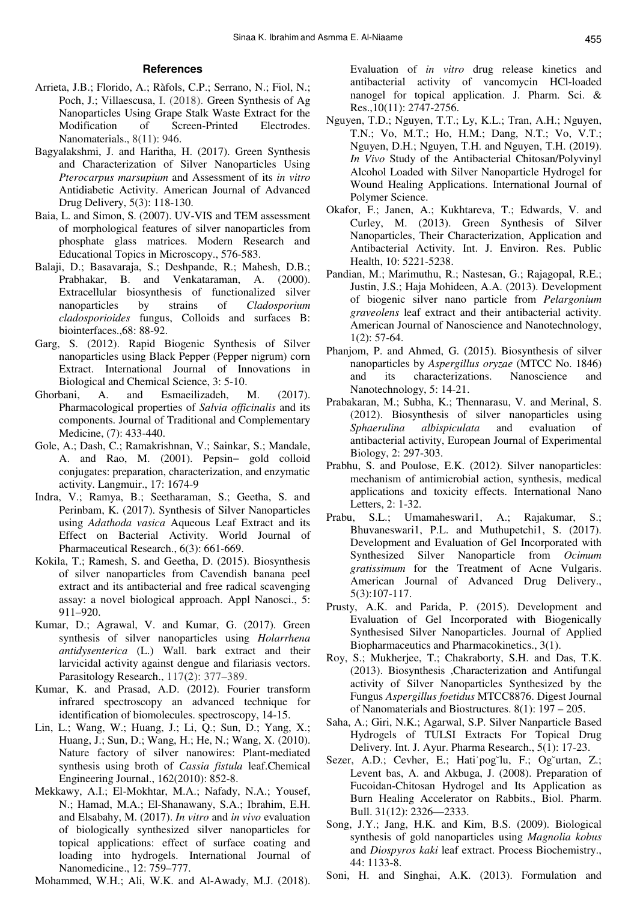## References

Arrieta, J.B.; Florido, A.; Ràfols, C.P.; Serrano, N.; Fiol, N.; Poch, J.; Villaescusa, I. (2018). Green Synthesis of Ag Nanoparticles Using Grape Stalk Waste Extract for the Modification of Screen-Printed Electrodes. Nanomaterials., 8(11): 946.

Bagyalakshmi, J. and Haritha, H. (2017). Green Synthesis and Characterization of Silver Nanoparticles Using *Pterocarpus marsupium* and Assessment of its *in vitro* Antidiabetic Activity. American Journal of Advanced Drug Delivery, 5(3): 118-130.

Baia, L. and Simon, S. (2007). UV-VIS and TEM assessment of morphological features of silver nanoparticles from phosphate glass matrices. Modern Research and Educational Topics in Microscopy., 576-583.

Balaji, D.; Basavaraja, S.; Deshpande, R.; Mahesh, D.B.; Prabhakar, B. and Venkataraman, A. (2000). Extracellular biosynthesis of functionalized silver nanoparticles by strains of *Cladosporium cladosporioides* fungus, Colloids and surfaces B: biointerfaces.,68: 88-92.

Garg, S. (2012). Rapid Biogenic Synthesis of Silver nanoparticles using Black Pepper (Pepper nigrum) corn Extract. International Journal of Innovations in Biological and Chemical Science, 3: 5-10.

Ghorbani, A. and Esmaeilizadeh, M. (2017). Pharmacological properties of *Salvia officinalis* and its components. Journal of Traditional and Complementary Medicine, (7): 433-440.

Gole, A.; Dash, C.; Ramakrishnan, V.; Sainkar, S.; Mandale, A. and Rao, M. (2001). Pepsin− gold colloid conjugates: preparation, characterization, and enzymatic activity. Langmuir., 17: 1674-9

Indra, V.; Ramya, B.; Seetharaman, S.; Geetha, S. and Perinbam, K. (2017). Synthesis of Silver Nanoparticles using *Adathoda vasica* Aqueous Leaf Extract and its Effect on Bacterial Activity. World Journal of Pharmaceutical Research., 6(3): 661-669.

Kokila, T.; Ramesh, S. and Geetha, D. (2015). Biosynthesis of silver nanoparticles from Cavendish banana peel extract and its antibacterial and free radical scavenging assay: a novel biological approach. Appl Nanosci., 5: 911–920.

Kumar, D.; Agrawal, V. and Kumar, G. (2017). Green synthesis of silver nanoparticles using *Holarrhena antidysenterica* (L.) Wall. bark extract and their larvicidal activity against dengue and filariasis vectors. Parasitology Research., 117(2): 377–389.

Kumar, K. and Prasad, A.D. (2012). Fourier transform infrared spectroscopy an advanced technique for identification of biomolecules. spectroscopy, 14-15.

Lin, L.; Wang, W.; Huang, J.; Li, Q.; Sun, D.; Yang, X.; Huang, J.; Sun, D.; Wang, H.; He, N.; Wang, X. (2010). Nature factory of silver nanowires: Plant-mediated synthesis using broth of *Cassia fistula* leaf.Chemical Engineering Journal., 162(2010): 852-8.

Mekkawy, A.I.; El-Mokhtar, M.A.; Nafady, N.A.; Yousef, N.; Hamad, M.A.; El-Shanawany, S.A.; Ibrahim, E.H. and Elsabahy, M. (2017). *In vitro* and *in vivo* evaluation of biologically synthesized silver nanoparticles for topical applications: effect of surface coating and loading into hydrogels. International Journal of Nanomedicine., 12: 759–777.

Mohammed, W.H.; Ali, W.K. and Al-Awady, M.J. (2018). Evaluation of *in vitro* drug release kinetics and antibacterial activity of vancomycin HCl-loaded nanogel for topical application. J. Pharm. Sci. & Res.,10(11): 2747-2756.

Nguyen, T.D.; Nguyen, T.T.; Ly, K.L.; Tran, A.H.; Nguyen, T.N.; Vo, M.T.; Ho, H.M.; Dang, N.T.; Vo, V.T.; Nguyen, D.H.; Nguyen, T.H. and Nguyen, T.H. (2019). *In Vivo* Study of the Antibacterial Chitosan/Polyvinyl Alcohol Loaded with Silver Nanoparticle Hydrogel for Wound Healing Applications. International Journal of Polymer Science.

Okafor, F.; Janen, A.; Kukhtareva, T.; Edwards, V. and Curley, M. (2013). Green Synthesis of Silver Nanoparticles, Their Characterization, Application and Antibacterial Activity. Int. J. Environ. Res. Public Health, 10: 5221-5238.

Pandian, M.; Marimuthu, R.; Nastesan, G.; Rajagopal, R.E.; Justin, J.S.; Haja Mohideen, A.A. (2013). Development of biogenic silver nano particle from *Pelargonium graveolens* leaf extract and their antibacterial activity. American Journal of Nanoscience and Nanotechnology, 1(2): 57-64.

Phanjom, P. and Ahmed, G. (2015). Biosynthesis of silver nanoparticles by *Aspergillus oryzae* (MTCC No. 1846) and its characterizations. Nanoscience and Nanotechnology, 5: 14-21.

Prabakaran, M.; Subha, K.; Thennarasu, V. and Merinal, S. (2012). Biosynthesis of silver nanoparticles using *Sphaerulina albispiculata* and evaluation of antibacterial activity, European Journal of Experimental Biology, 2: 297-303.

Prabhu, S. and Poulose, E.K. (2012). Silver nanoparticles: mechanism of antimicrobial action, synthesis, medical applications and toxicity effects. International Nano Letters, 2: 1-32.

Prabu, S.L.; Umamaheswari1, A.; Rajakumar, S.; Bhuvaneswari1, P.L. and Muthupetchi1, S. (2017). Development and Evaluation of Gel Incorporated with Synthesized Silver Nanoparticle from *Ocimum gratissimum* for the Treatment of Acne Vulgaris. American Journal of Advanced Drug Delivery., 5(3):107-117.

Prusty, A.K. and Parida, P. (2015). Development and Evaluation of Gel Incorporated with Biogenically Synthesised Silver Nanoparticles. Journal of Applied Biopharmaceutics and Pharmacokinetics., 3(1).

Roy, S.; Mukherjee, T.; Chakraborty, S.H. and Das, T.K. (2013). Biosynthesis ,Characterization and Antifungal activity of Silver Nanoparticles Synthesized by the Fungus *Aspergillus foetidus* MTCC8876. Digest Journal of Nanomaterials and Biostructures. 8(1): 197 – 205.

Saha, A.; Giri, N.K.; Agarwal, S.P. Silver Nanparticle Based Hydrogels of TULSI Extracts For Topical Drug Delivery. Int. J. Ayur. Pharma Research., 5(1): 17-23.

Sezer, A.D.; Cevher, E.; Hati˙pog˘lu, F.; Og˘urtan, Z.; Levent bas, A. and Akbuga, J. (2008). Preparation of Fucoidan-Chitosan Hydrogel and Its Application as Burn Healing Accelerator on Rabbits., Biol. Pharm. Bull. 31(12): 2326—2333.

Song, J.Y.; Jang, H.K. and Kim, B.S. (2009). Biological synthesis of gold nanoparticles using *Magnolia kobus* and *Diospyros kaki* leaf extract. Process Biochemistry., 44: 1133-8.

Soni, H. and Singhai, A.K. (2013). Formulation and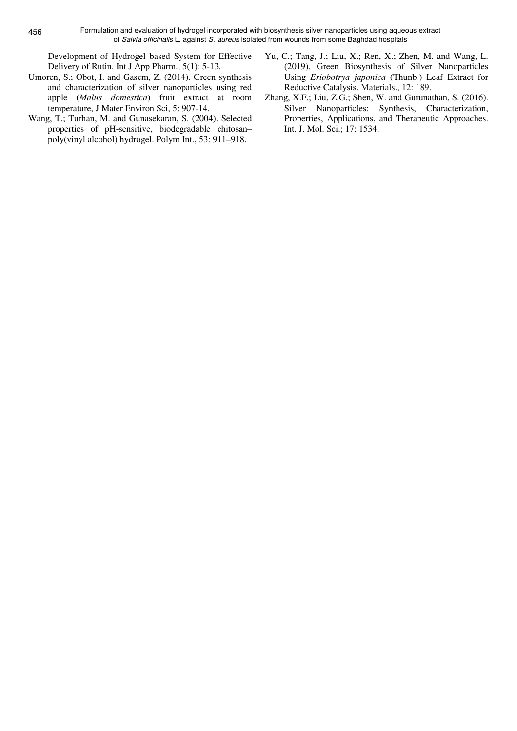Development of Hydrogel based System for Effective Delivery of Rutin. Int J App Pharm., 5(1): 5-13.

Umoren, S.; Obot, I. and Gasem, Z. (2014). Green synthesis and characterization of silver nanoparticles using red apple (*Malus domestica*) fruit extract at room temperature, J Mater Environ Sci, 5: 907-14.

Wang, T.; Turhan, M. and Gunasekaran, S. (2004). Selected properties of pH-sensitive, biodegradable chitosan–poly(vinyl alcohol) hydrogel. Polym Int., 53: 911–918.

Yu, C.; Tang, J.; Liu, X.; Ren, X.; Zhen, M. and Wang, L. (2019). Green Biosynthesis of Silver Nanoparticles Using *Eriobotrya japonica* (Thunb.) Leaf Extract for Reductive Catalysis. Materials., 12: 189.

Zhang, X.F.; Liu, Z.G.; Shen, W. and Gurunathan, S. (2016). Silver Nanoparticles: Synthesis, Characterization, Properties, Applications, and Therapeutic Approaches. Int. J. Mol. Sci.; 17: 1534.